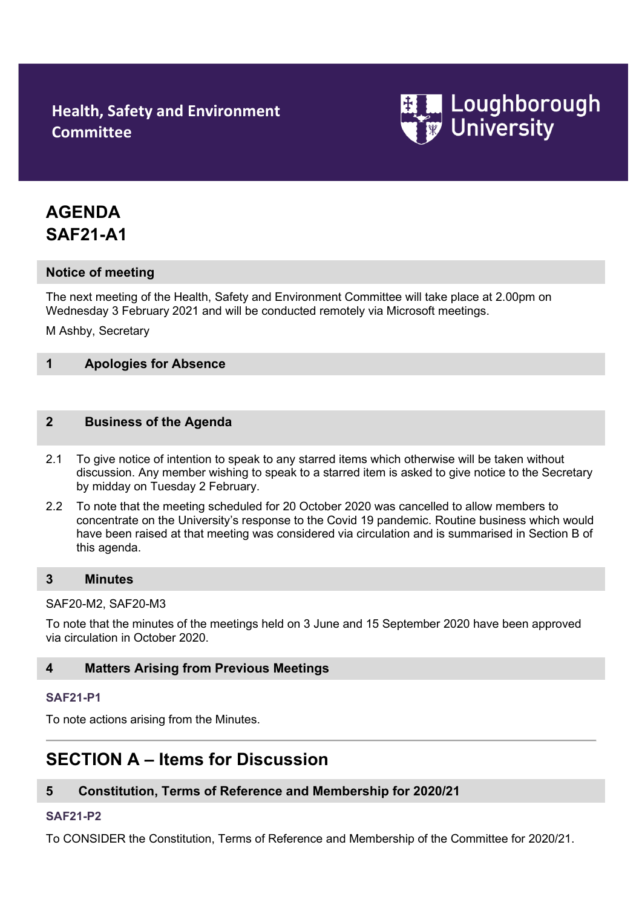**Health, Safety and Environment Committee**

Loughborough University

# AGENDA
# SAF21-A1

## Notice of meeting

The next meeting of the Health, Safety and Environment Committee will take place at 2.00pm on Wednesday 3 February 2021 and will be conducted remotely via Microsoft meetings.

M Ashby, Secretary

## 1 Apologies for Absence

## 2 Business of the Agenda

2.1 To give notice of intention to speak to any starred items which otherwise will be taken without discussion. Any member wishing to speak to a starred item is asked to give notice to the Secretary by midday on Tuesday 2 February.

2.2 To note that the meeting scheduled for 20 October 2020 was cancelled to allow members to concentrate on the University's response to the Covid 19 pandemic. Routine business which would have been raised at that meeting was considered via circulation and is summarised in Section B of this agenda.

## 3 Minutes

SAF20-M2, SAF20-M3

To note that the minutes of the meetings held on 3 June and 15 September 2020 have been approved via circulation in October 2020.

## 4 Matters Arising from Previous Meetings

**SAF21-P1**

To note actions arising from the Minutes.

---

# SECTION A – Items for Discussion

## 5 Constitution, Terms of Reference and Membership for 2020/21

**SAF21-P2**

To CONSIDER the Constitution, Terms of Reference and Membership of the Committee for 2020/21.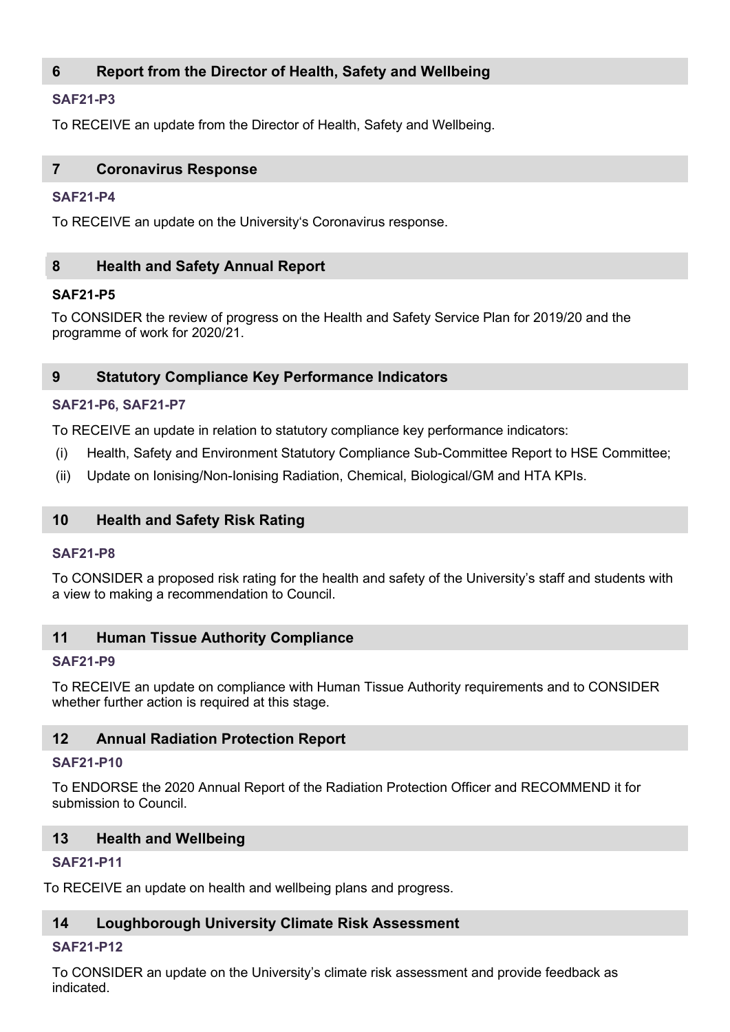## 6 Report from the Director of Health, Safety and Wellbeing

**SAF21-P3**

To RECEIVE an update from the Director of Health, Safety and Wellbeing.

## 7 Coronavirus Response

**SAF21-P4**

To RECEIVE an update on the University's Coronavirus response.

## 8 Health and Safety Annual Report

**SAF21-P5**

To CONSIDER the review of progress on the Health and Safety Service Plan for 2019/20 and the programme of work for 2020/21.

## 9 Statutory Compliance Key Performance Indicators

**SAF21-P6, SAF21-P7**

To RECEIVE an update in relation to statutory compliance key performance indicators:

(i) Health, Safety and Environment Statutory Compliance Sub-Committee Report to HSE Committee;

(ii) Update on Ionising/Non-Ionising Radiation, Chemical, Biological/GM and HTA KPIs.

## 10 Health and Safety Risk Rating

**SAF21-P8**

To CONSIDER a proposed risk rating for the health and safety of the University's staff and students with a view to making a recommendation to Council.

## 11 Human Tissue Authority Compliance

**SAF21-P9**

To RECEIVE an update on compliance with Human Tissue Authority requirements and to CONSIDER whether further action is required at this stage.

## 12 Annual Radiation Protection Report

**SAF21-P10**

To ENDORSE the 2020 Annual Report of the Radiation Protection Officer and RECOMMEND it for submission to Council.

## 13 Health and Wellbeing

**SAF21-P11**

To RECEIVE an update on health and wellbeing plans and progress.

## 14 Loughborough University Climate Risk Assessment

**SAF21-P12**

To CONSIDER an update on the University's climate risk assessment and provide feedback as indicated.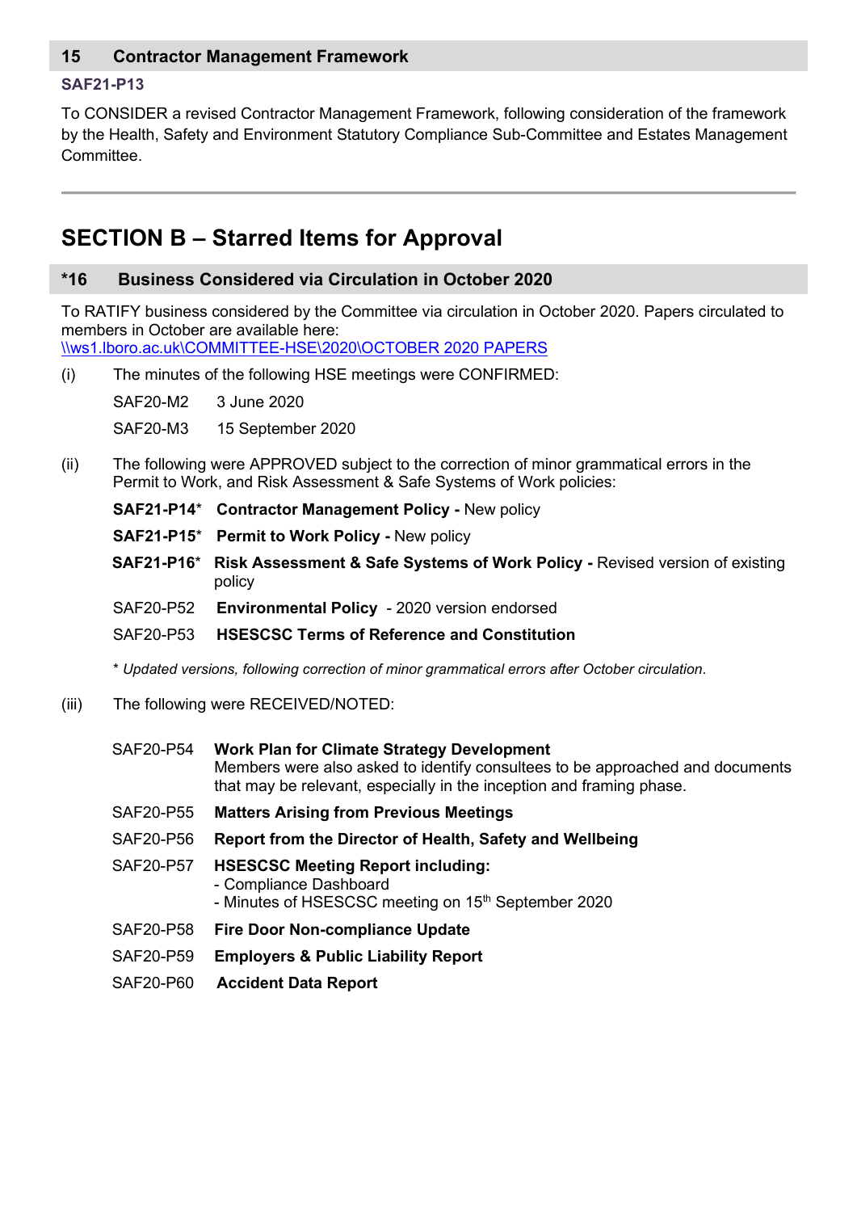## 15 Contractor Management Framework

**SAF21-P13**

To CONSIDER a revised Contractor Management Framework, following consideration of the framework by the Health, Safety and Environment Statutory Compliance Sub-Committee and Estates Management Committee.

---

# SECTION B – Starred Items for Approval

## *16 Business Considered via Circulation in October 2020

To RATIFY business considered by the Committee via circulation in October 2020. Papers circulated to members in October are available here:
\\ws1.lboro.ac.uk\COMMITTEE-HSE\2020\OCTOBER 2020 PAPERS

(i) The minutes of the following HSE meetings were CONFIRMED:

SAF20-M2 3 June 2020

SAF20-M3 15 September 2020

(ii) The following were APPROVED subject to the correction of minor grammatical errors in the Permit to Work, and Risk Assessment & Safe Systems of Work policies:

**SAF21-P14*** **Contractor Management Policy -** New policy

**SAF21-P15*** **Permit to Work Policy -** New policy

**SAF21-P16*** **Risk Assessment & Safe Systems of Work Policy -** Revised version of existing policy

SAF20-P52 **Environmental Policy** - 2020 version endorsed

SAF20-P53 **HSESCSC Terms of Reference and Constitution**

\* *Updated versions, following correction of minor grammatical errors after October circulation.*

(iii) The following were RECEIVED/NOTED:

SAF20-P54 **Work Plan for Climate Strategy Development**
Members were also asked to identify consultees to be approached and documents that may be relevant, especially in the inception and framing phase.

SAF20-P55 **Matters Arising from Previous Meetings**

SAF20-P56 **Report from the Director of Health, Safety and Wellbeing**

SAF20-P57 **HSESCSC Meeting Report including:**
- Compliance Dashboard
- Minutes of HSESCSC meeting on 15th September 2020

SAF20-P58 **Fire Door Non-compliance Update**

SAF20-P59 **Employers & Public Liability Report**

SAF20-P60 **Accident Data Report**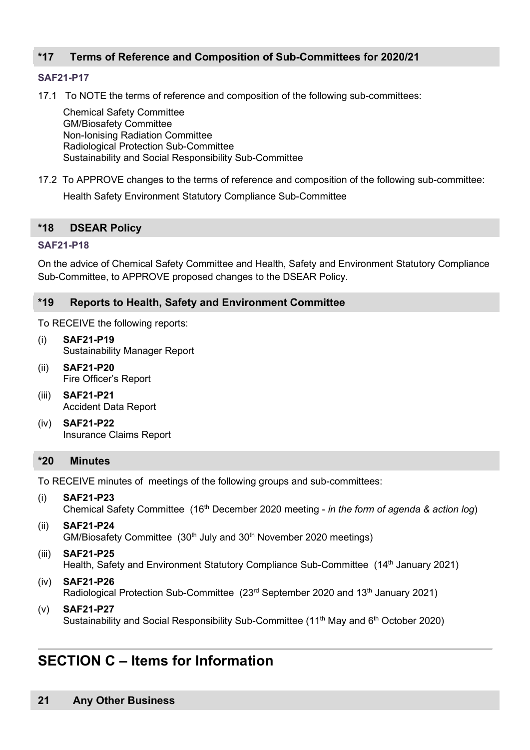## *17 Terms of Reference and Composition of Sub-Committees for 2020/21

**SAF21-P17**

17.1 To NOTE the terms of reference and composition of the following sub-committees:

Chemical Safety Committee
GM/Biosafety Committee
Non-Ionising Radiation Committee
Radiological Protection Sub-Committee
Sustainability and Social Responsibility Sub-Committee

17.2 To APPROVE changes to the terms of reference and composition of the following sub-committee:

Health Safety Environment Statutory Compliance Sub-Committee

## *18 DSEAR Policy

**SAF21-P18**

On the advice of Chemical Safety Committee and Health, Safety and Environment Statutory Compliance Sub-Committee, to APPROVE proposed changes to the DSEAR Policy.

## *19 Reports to Health, Safety and Environment Committee

To RECEIVE the following reports:

(i) **SAF21-P19**
Sustainability Manager Report

(ii) **SAF21-P20**
Fire Officer's Report

(iii) **SAF21-P21**
Accident Data Report

(iv) **SAF21-P22**
Insurance Claims Report

## *20 Minutes

To RECEIVE minutes of meetings of the following groups and sub-committees:

(i) **SAF21-P23**
Chemical Safety Committee (16th December 2020 meeting - *in the form of agenda & action log*)

(ii) **SAF21-P24**
GM/Biosafety Committee (30th July and 30th November 2020 meetings)

(iii) **SAF21-P25**
Health, Safety and Environment Statutory Compliance Sub-Committee (14th January 2021)

(iv) **SAF21-P26**
Radiological Protection Sub-Committee (23rd September 2020 and 13th January 2021)

(v) **SAF21-P27**
Sustainability and Social Responsibility Sub-Committee (11th May and 6th October 2020)

# SECTION C – Items for Information

## 21 Any Other Business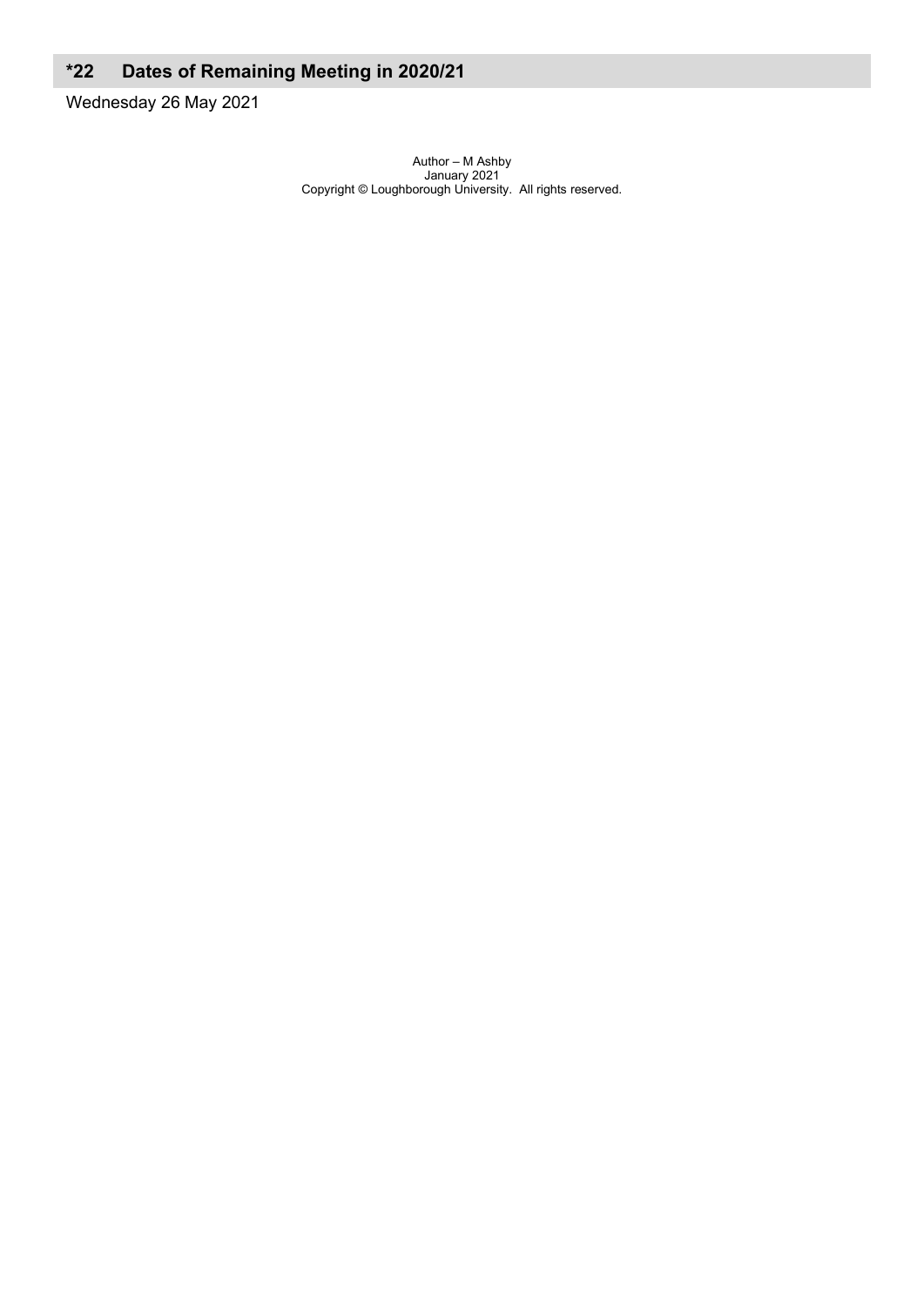## *22 Dates of Remaining Meeting in 2020/21

Wednesday 26 May 2021

Author – M Ashby
January 2021
Copyright © Loughborough University. All rights reserved.